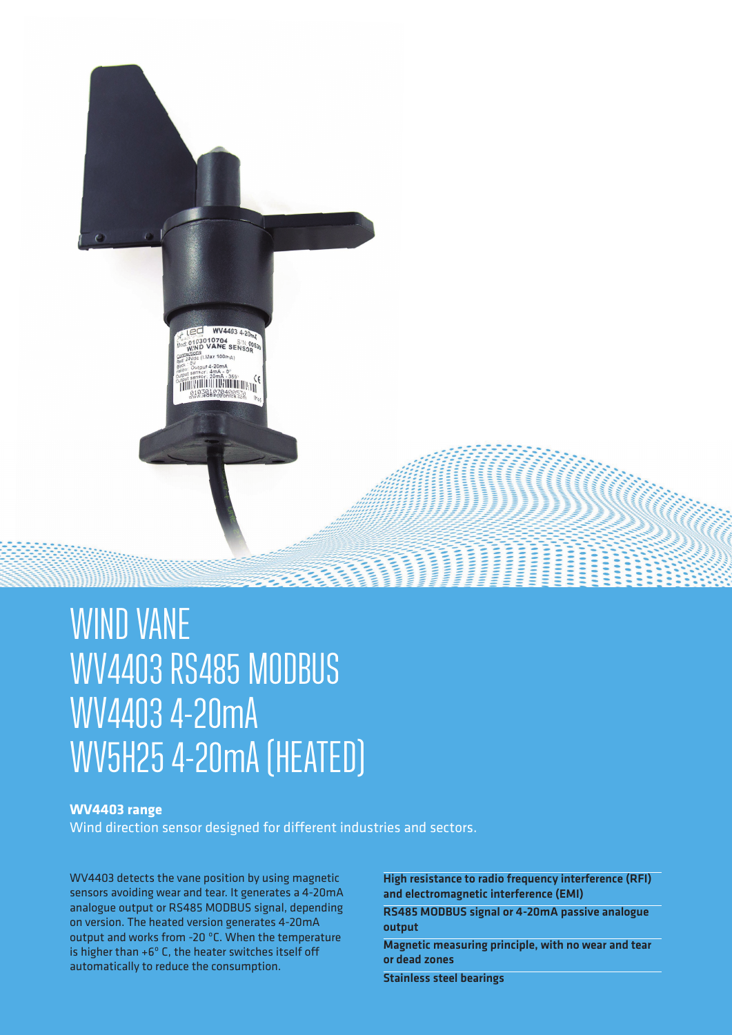# WIND VANE
# WV4403 RS485 MODBUS
# WV4403 4-20mA
# WV5H25 4-20mA (HEATED)

**WV4403 range**

Wind direction sensor designed for different industries and sectors.

WV4403 detects the vane position by using magnetic sensors avoiding wear and tear. It generates a 4-20mA analogue output or RS485 MODBUS signal, depending on version. The heated version generates 4-20mA output and works from -20 °C. When the temperature is higher than +6° C, the heater switches itself off automatically to reduce the consumption.

**High resistance to radio frequency interference (RFI) and electromagnetic interference (EMI)**

**RS485 MODBUS signal or 4-20mA passive analogue output**

**Magnetic measuring principle, with no wear and tear or dead zones**

**Stainless steel bearings**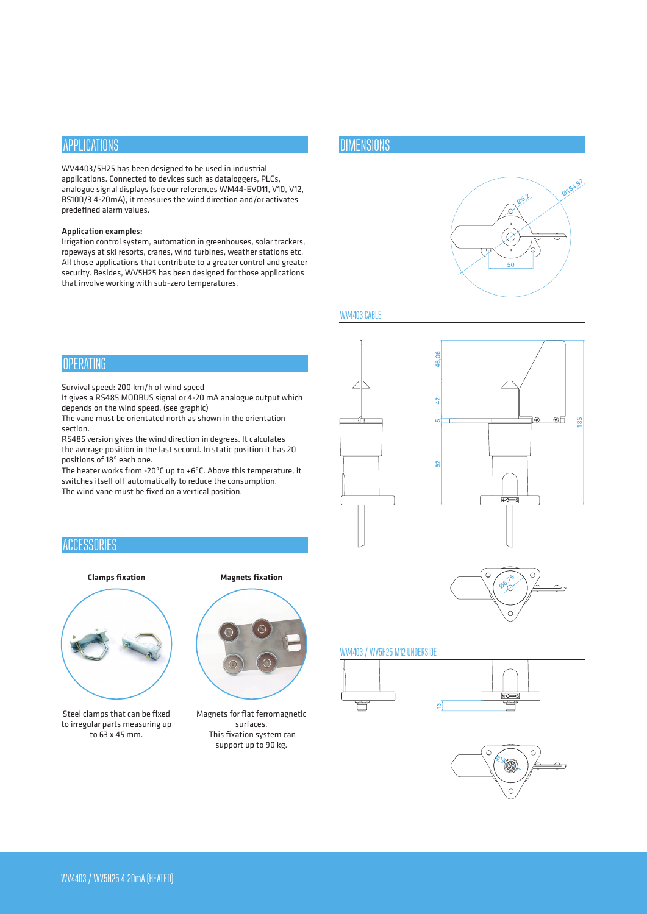## APPLICATIONS

WV4403/5H25 has been designed to be used in industrial applications. Connected to devices such as dataloggers, PLCs, analogue signal displays (see our references WM44-EVO11, V10, V12, BS100/3 4-20mA), it measures the wind direction and/or activates predefined alarm values.

**Application examples:**

Irrigation control system, automation in greenhouses, solar trackers, ropeways at ski resorts, cranes, wind turbines, weather stations etc. All those applications that contribute to a greater control and greater security. Besides, WV5H25 has been designed for those applications that involve working with sub-zero temperatures.

## OPERATING

Survival speed: 200 km/h of wind speed

It gives a RS485 MODBUS signal or 4-20 mA analogue output which depends on the wind speed. (see graphic)

The vane must be orientated north as shown in the orientation section.

RS485 version gives the wind direction in degrees. It calculates the average position in the last second. In static position it has 20 positions of 18° each one.

The heater works from -20°C up to +6°C. Above this temperature, it switches itself off automatically to reduce the consumption.

The wind vane must be fixed on a vertical position.

## ACCESSORIES

**Clamps fixation**

Steel clamps that can be fixed to irregular parts measuring up to 63 x 45 mm.

**Magnets fixation**

Magnets for flat ferromagnetic surfaces.
This fixation system can support up to 90 kg.

## DIMENSIONS

Ø5.2 Ø134.97 50

WV4403 CABLE

46.06 42 5 92 185

Ø6.75

WV4403 / WV5H25 M12 UNDERSIDE

13

Ø18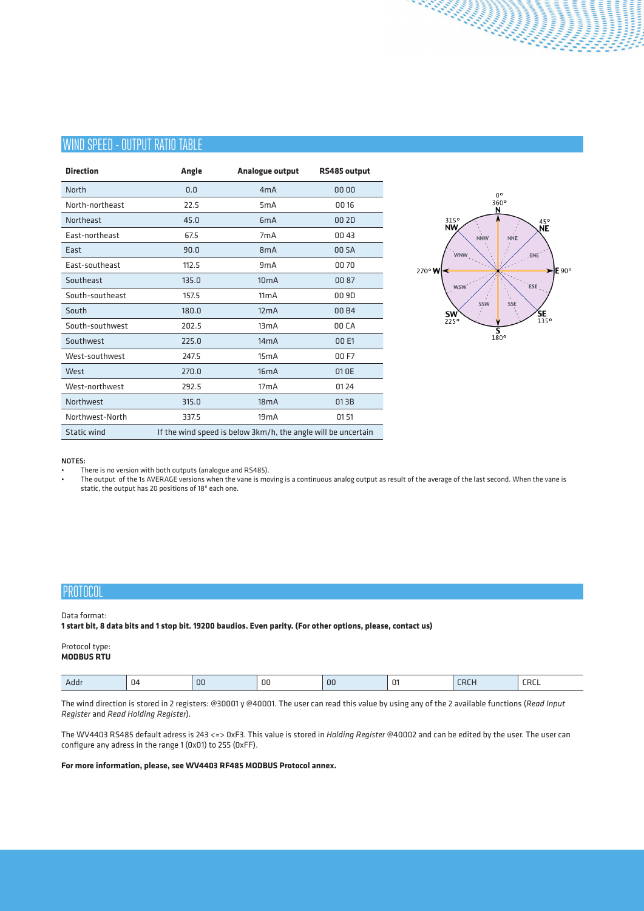## WIND SPEED - OUTPUT RATIO TABLE

| Direction | Angle | Analogue output | RS485 output |
|---|---|---|---|
| North | 0.0 | 4mA | 00 00 |
| North-northeast | 22.5 | 5mA | 00 16 |
| Northeast | 45.0 | 6mA | 00 2D |
| East-northeast | 67.5 | 7mA | 00 43 |
| East | 90.0 | 8mA | 00 5A |
| East-southeast | 112.5 | 9mA | 00 70 |
| Southeast | 135.0 | 10mA | 00 87 |
| South-southeast | 157.5 | 11mA | 00 9D |
| South | 180.0 | 12mA | 00 B4 |
| South-southwest | 202.5 | 13mA | 00 CA |
| Southwest | 225.0 | 14mA | 00 E1 |
| West-southwest | 247.5 | 15mA | 00 F7 |
| West | 270.0 | 16mA | 01 0E |
| West-northwest | 292.5 | 17mA | 01 24 |
| Northwest | 315.0 | 18mA | 01 3B |
| Northwest-North | 337.5 | 19mA | 01 51 |
| Static wind | If the wind speed is below 3km/h, the angle will be uncertain | | |

**NOTES:**

- There is no version with both outputs (analogue and RS485).
- The output of the 1s AVERAGE versions when the vane is moving is a continuous analog output as result of the average of the last second. When the vane is static, the output has 20 positions of 18° each one.

## PROTOCOL

Data format:
**1 start bit, 8 data bits and 1 stop bit. 19200 baudios. Even parity. (For other options, please, contact us)**

Protocol type:
**MODBUS RTU**

| Addr | 04 | 00 | 00 | 00 | 01 | CRCH | CRCL |
|---|---|---|---|---|---|---|---|

The wind direction is stored in 2 registers: @30001 y @40001. The user can read this value by using any of the 2 available functions (*Read Input Register* and *Read Holding Register*).

The WV4403 RS485 default adress is 243 <=> 0xF3. This value is stored in *Holding Register* @40002 and can be edited by the user. The user can configure any adress in the range 1 (0x01) to 255 (0xFF).

**For more information, please, see WV4403 RF485 MODBUS Protocol annex.**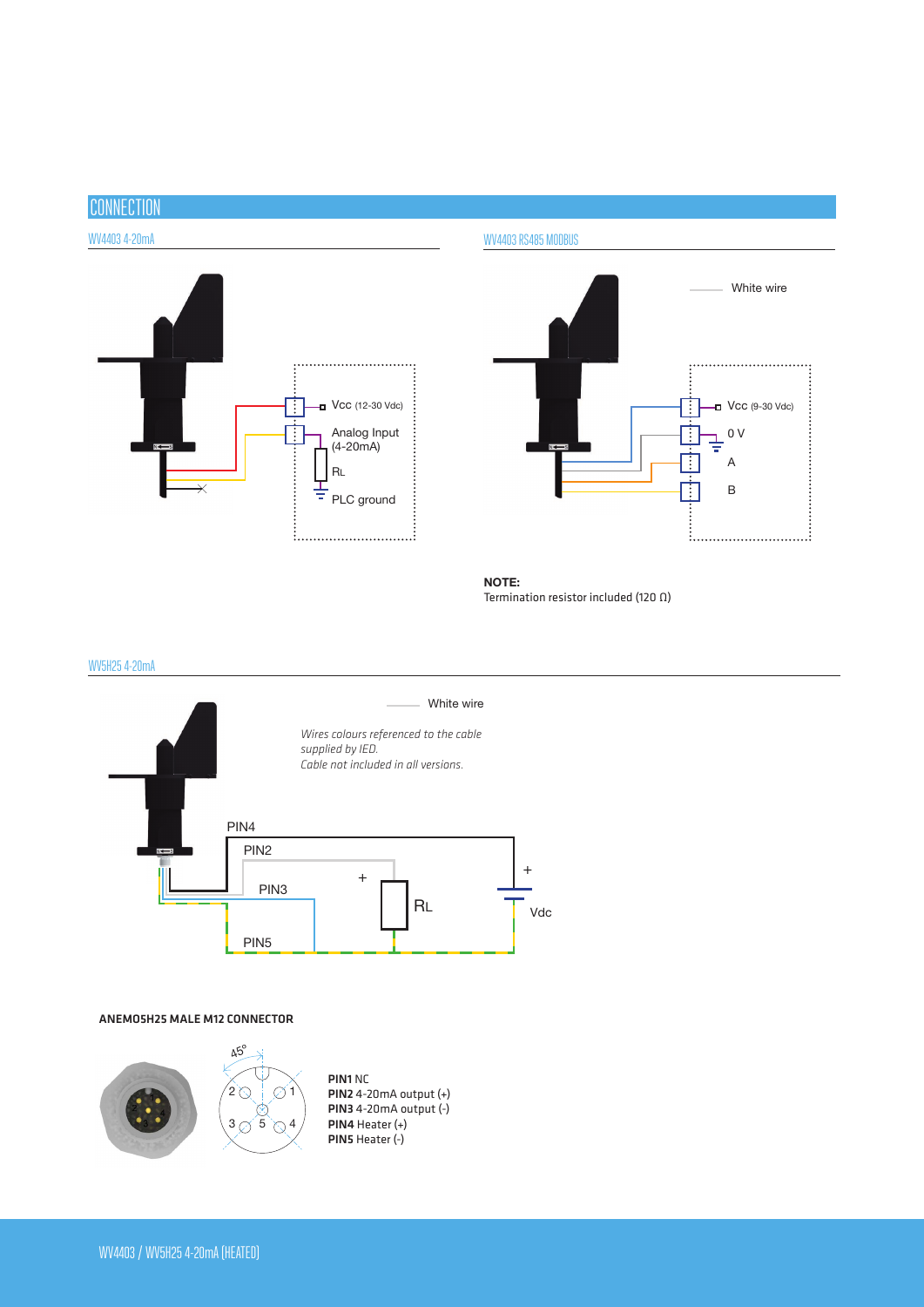## CONNECTION

### WV4403 4-20mA

Vcc (12-30 Vdc)

Analog Input (4-20mA)

RL

PLC ground

### WV4403 RS485 MODBUS

White wire

Vcc (9-30 Vdc)

0 V

A

B

**NOTE:**
Termination resistor included (120 Ω)

### WV5H25 4-20mA

White wire

*Wires colours referenced to the cable supplied by IED.*
*Cable not included in all versions.*

PIN4

PIN2

PIN3

PIN5

RL

Vdc

**ANEMOSH25 MALE M12 CONNECTOR**

**PIN1** NC
**PIN2** 4-20mA output (+)
**PIN3** 4-20mA output (-)
**PIN4** Heater (+)
**PIN5** Heater (-)

WV4403 / WV5H25 4-20mA (HEATED)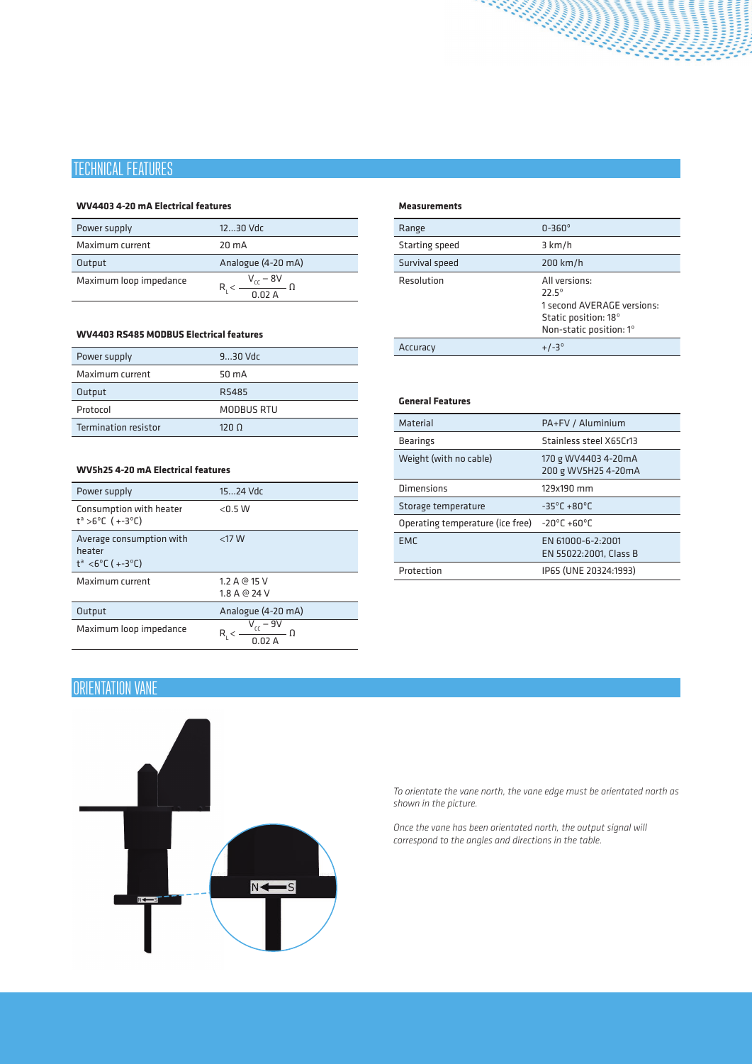## TECHNICAL FEATURES

### WV4403 4-20 mA Electrical features

| | |
|---|---|
| Power supply | 12...30 Vdc |
| Maximum current | 20 mA |
| Output | Analogue (4-20 mA) |
| Maximum loop impedance | $R_L < \frac{V_{cc} - 8V}{0.02\ A}\ \Omega$ |

### WV4403 RS485 MODBUS Electrical features

| | |
|---|---|
| Power supply | 9...30 Vdc |
| Maximum current | 50 mA |
| Output | RS485 |
| Protocol | MODBUS RTU |
| Termination resistor | 120 Ω |

### WV5h25 4-20 mA Electrical features

| | |
|---|---|
| Power supply | 15...24 Vdc |
| Consumption with heater t<sup>a</sup> >6°C ( +-3°C) | <0.5 W |
| Average consumption with heater t<sup>a</sup> <6°C ( +-3°C) | <17 W |
| Maximum current | 1.2 A @ 15 V<br>1.8 A @ 24 V |
| Output | Analogue (4-20 mA) |
| Maximum loop impedance | $R_L < \frac{V_{cc} - 9V}{0.02\ A}\ \Omega$ |

### Measurements

| | |
|---|---|
| Range | 0-360° |
| Starting speed | 3 km/h |
| Survival speed | 200 km/h |
| Resolution | All versions:<br>22.5°<br>1 second AVERAGE versions:<br>Static position: 18°<br>Non-static position: 1° |
| Accuracy | +/-3° |

### General Features

| | |
|---|---|
| Material | PA+FV / Aluminium |
| Bearings | Stainless steel X65Cr13 |
| Weight (with no cable) | 170 g WV4403 4-20mA<br>200 g WV5H25 4-20mA |
| Dimensions | 129x190 mm |
| Storage temperature | -35°C +80°C |
| Operating temperature (ice free) | -20°C +60°C |
| EMC | EN 61000-6-2:2001<br>EN 55022:2001, Class B |
| Protection | IP65 (UNE 20324:1993) |

## ORIENTATION VANE

*To orientate the vane north, the vane edge must be orientated north as shown in the picture.*

*Once the vane has been orientated north, the output signal will correspond to the angles and directions in the table.*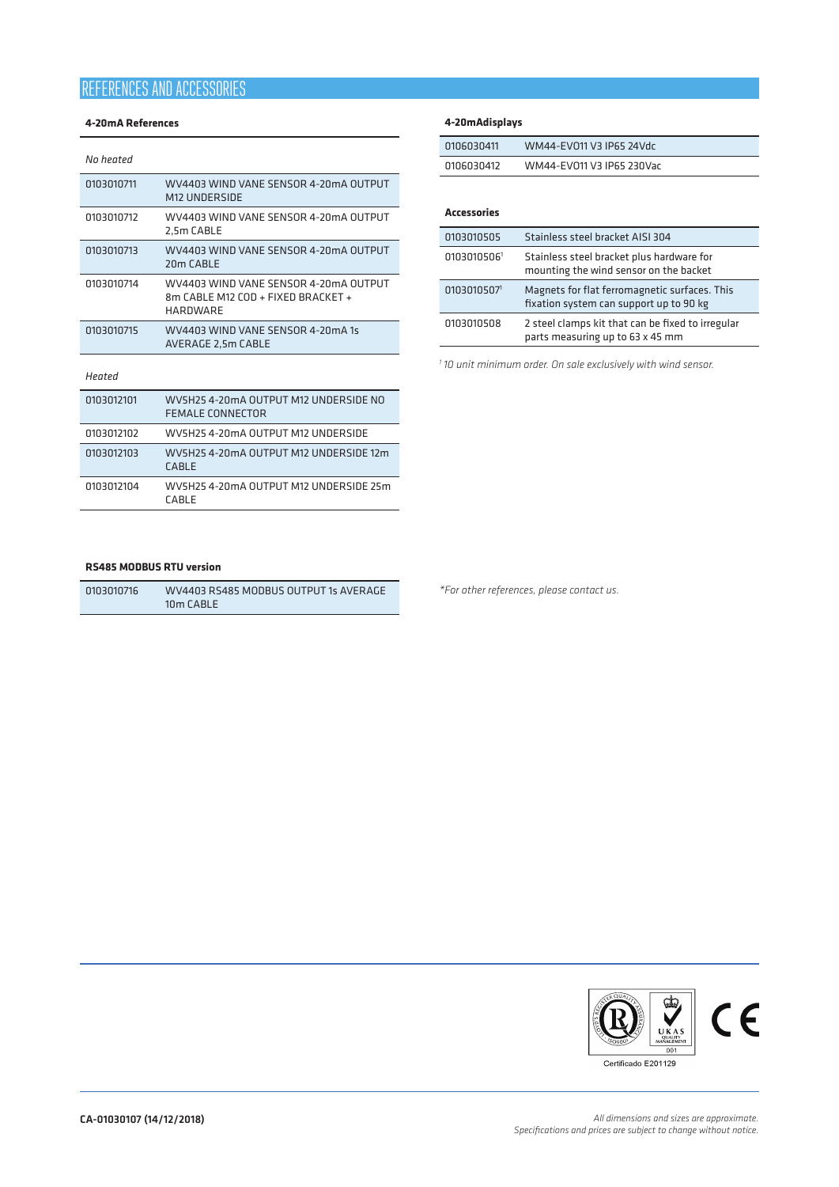## REFERENCES AND ACCESSORIES

### 4-20mA References

*No heated*

| | |
|---|---|
| 0103010711 | WV4403 WIND VANE SENSOR 4-20mA OUTPUT M12 UNDERSIDE |
| 0103010712 | WV4403 WIND VANE SENSOR 4-20mA OUTPUT 2,5m CABLE |
| 0103010713 | WV4403 WIND VANE SENSOR 4-20mA OUTPUT 20m CABLE |
| 0103010714 | WV4403 WIND VANE SENSOR 4-20mA OUTPUT 8m CABLE M12 COD + FIXED BRACKET + HARDWARE |
| 0103010715 | WV4403 WIND VANE SENSOR 4-20mA 1s AVERAGE 2,5m CABLE |

*Heated*

| | |
|---|---|
| 0103012101 | WV5H25 4-20mA OUTPUT M12 UNDERSIDE NO FEMALE CONNECTOR |
| 0103012102 | WV5H25 4-20mA OUTPUT M12 UNDERSIDE |
| 0103012103 | WV5H25 4-20mA OUTPUT M12 UNDERSIDE 12m CABLE |
| 0103012104 | WV5H25 4-20mA OUTPUT M12 UNDERSIDE 25m CABLE |

### 4-20mAdisplays

| | |
|---|---|
| 0106030411 | WM44-EVO11 V3 IP65 24Vdc |
| 0106030412 | WM44-EVO11 V3 IP65 230Vac |

### Accessories

| | |
|---|---|
| 0103010505 | Stainless steel bracket AISI 304 |
| 0103010506[1] | Stainless steel bracket plus hardware for mounting the wind sensor on the backet |
| 0103010507[1] | Magnets for flat ferromagnetic surfaces. This fixation system can support up to 90 kg |
| 0103010508 | 2 steel clamps kit that can be fixed to irregular parts measuring up to 63 x 45 mm |

*[1] 10 unit minimum order. On sale exclusively with wind sensor.*

### RS485 MODBUS RTU version

| | |
|---|---|
| 0103010716 | WV4403 RS485 MODBUS OUTPUT 1s AVERAGE 10m CABLE |

**For other references, please contact us.*

Certificado E201129

**CA-01030107 (14/12/2018)**

*All dimensions and sizes are approximate.*
*Specifications and prices are subject to change without notice.*